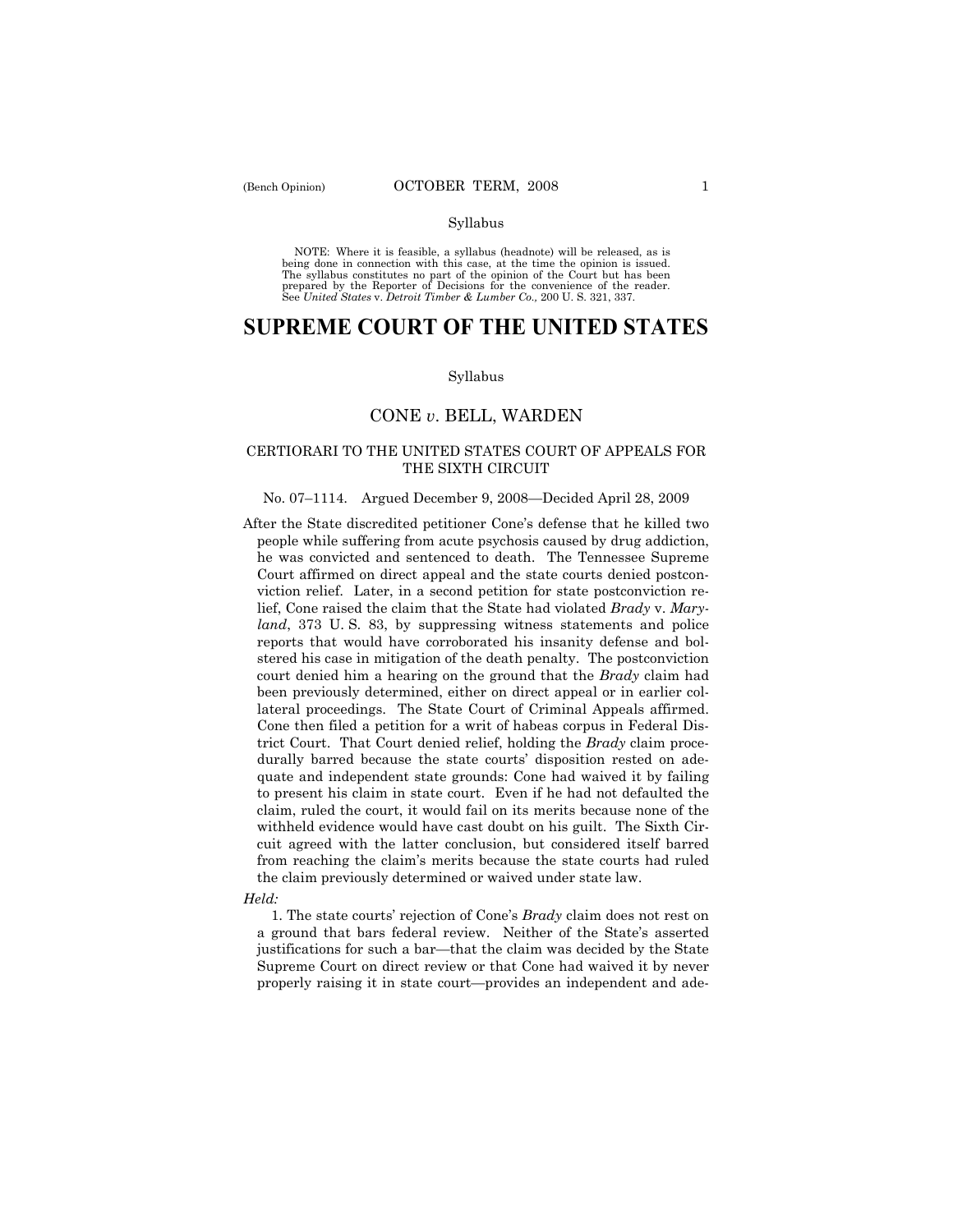Syllabus

NOTE: Where it is feasible, a syllabus (headnote) will be released, as is being done in connection with this case, at the time the opinion is issued. The syllabus constitutes no part of the opinion of the Court but has been prepared by the Reporter of Decisions for the convenience of the reader. See *United States* v. *Detroit Timber & Lumber Co.,* 200 U. S. 321, 337.

# SUPREME COURT OF THE UNITED STATES

Syllabus

## CONE *v*. BELL, WARDEN

CERTIORARI TO THE UNITED STATES COURT OF APPEALS FOR THE SIXTH CIRCUIT

No. 07–1114. Argued December 9, 2008—Decided April 28, 2009

After the State discredited petitioner Cone's defense that he killed two people while suffering from acute psychosis caused by drug addiction, he was convicted and sentenced to death. The Tennessee Supreme Court affirmed on direct appeal and the state courts denied postconviction relief. Later, in a second petition for state postconviction relief, Cone raised the claim that the State had violated *Brady* v. *Maryland*, 373 U. S. 83, by suppressing witness statements and police reports that would have corroborated his insanity defense and bolstered his case in mitigation of the death penalty. The postconviction court denied him a hearing on the ground that the *Brady* claim had been previously determined, either on direct appeal or in earlier collateral proceedings. The State Court of Criminal Appeals affirmed. Cone then filed a petition for a writ of habeas corpus in Federal District Court. That Court denied relief, holding the *Brady* claim procedurally barred because the state courts' disposition rested on adequate and independent state grounds: Cone had waived it by failing to present his claim in state court. Even if he had not defaulted the claim, ruled the court, it would fail on its merits because none of the withheld evidence would have cast doubt on his guilt. The Sixth Circuit agreed with the latter conclusion, but considered itself barred from reaching the claim's merits because the state courts had ruled the claim previously determined or waived under state law.

*Held:*

1. The state courts' rejection of Cone's *Brady* claim does not rest on a ground that bars federal review. Neither of the State's asserted justifications for such a bar—that the claim was decided by the State Supreme Court on direct review or that Cone had waived it by never properly raising it in state court—provides an independent and ade-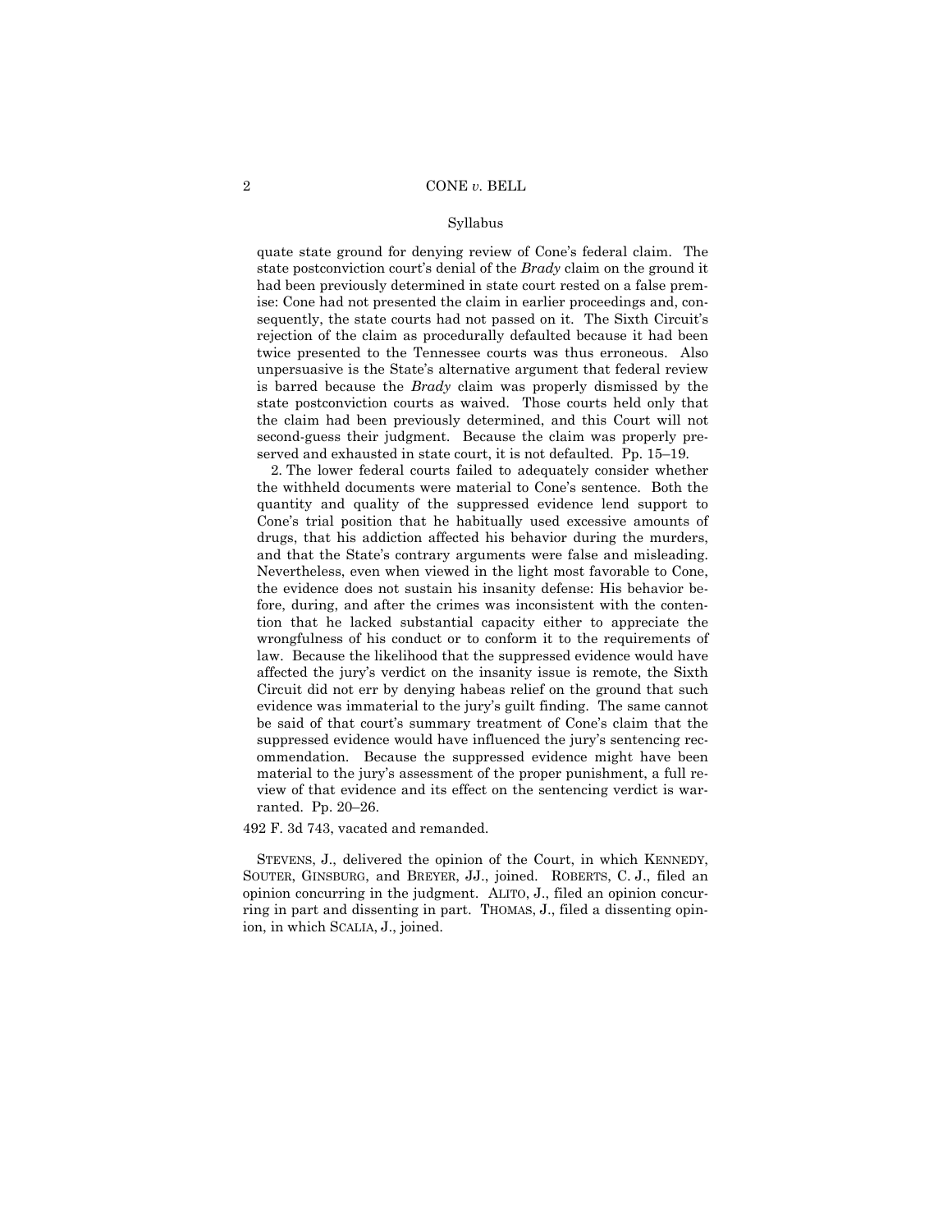quate state ground for denying review of Cone's federal claim. The state postconviction court's denial of the *Brady* claim on the ground it had been previously determined in state court rested on a false premise: Cone had not presented the claim in earlier proceedings and, consequently, the state courts had not passed on it. The Sixth Circuit's rejection of the claim as procedurally defaulted because it had been twice presented to the Tennessee courts was thus erroneous. Also unpersuasive is the State's alternative argument that federal review is barred because the *Brady* claim was properly dismissed by the state postconviction courts as waived. Those courts held only that the claim had been previously determined, and this Court will not second-guess their judgment. Because the claim was properly preserved and exhausted in state court, it is not defaulted. Pp. 15–19.

2. The lower federal courts failed to adequately consider whether the withheld documents were material to Cone's sentence. Both the quantity and quality of the suppressed evidence lend support to Cone's trial position that he habitually used excessive amounts of drugs, that his addiction affected his behavior during the murders, and that the State's contrary arguments were false and misleading. Nevertheless, even when viewed in the light most favorable to Cone, the evidence does not sustain his insanity defense: His behavior before, during, and after the crimes was inconsistent with the contention that he lacked substantial capacity either to appreciate the wrongfulness of his conduct or to conform it to the requirements of law. Because the likelihood that the suppressed evidence would have affected the jury's verdict on the insanity issue is remote, the Sixth Circuit did not err by denying habeas relief on the ground that such evidence was immaterial to the jury's guilt finding. The same cannot be said of that court's summary treatment of Cone's claim that the suppressed evidence would have influenced the jury's sentencing recommendation. Because the suppressed evidence might have been material to the jury's assessment of the proper punishment, a full review of that evidence and its effect on the sentencing verdict is warranted. Pp. 20–26.

492 F. 3d 743, vacated and remanded.

STEVENS, J., delivered the opinion of the Court, in which KENNEDY, SOUTER, GINSBURG, and BREYER, JJ., joined. ROBERTS, C. J., filed an opinion concurring in the judgment. ALITO, J., filed an opinion concurring in part and dissenting in part. THOMAS, J., filed a dissenting opinion, in which SCALIA, J., joined.